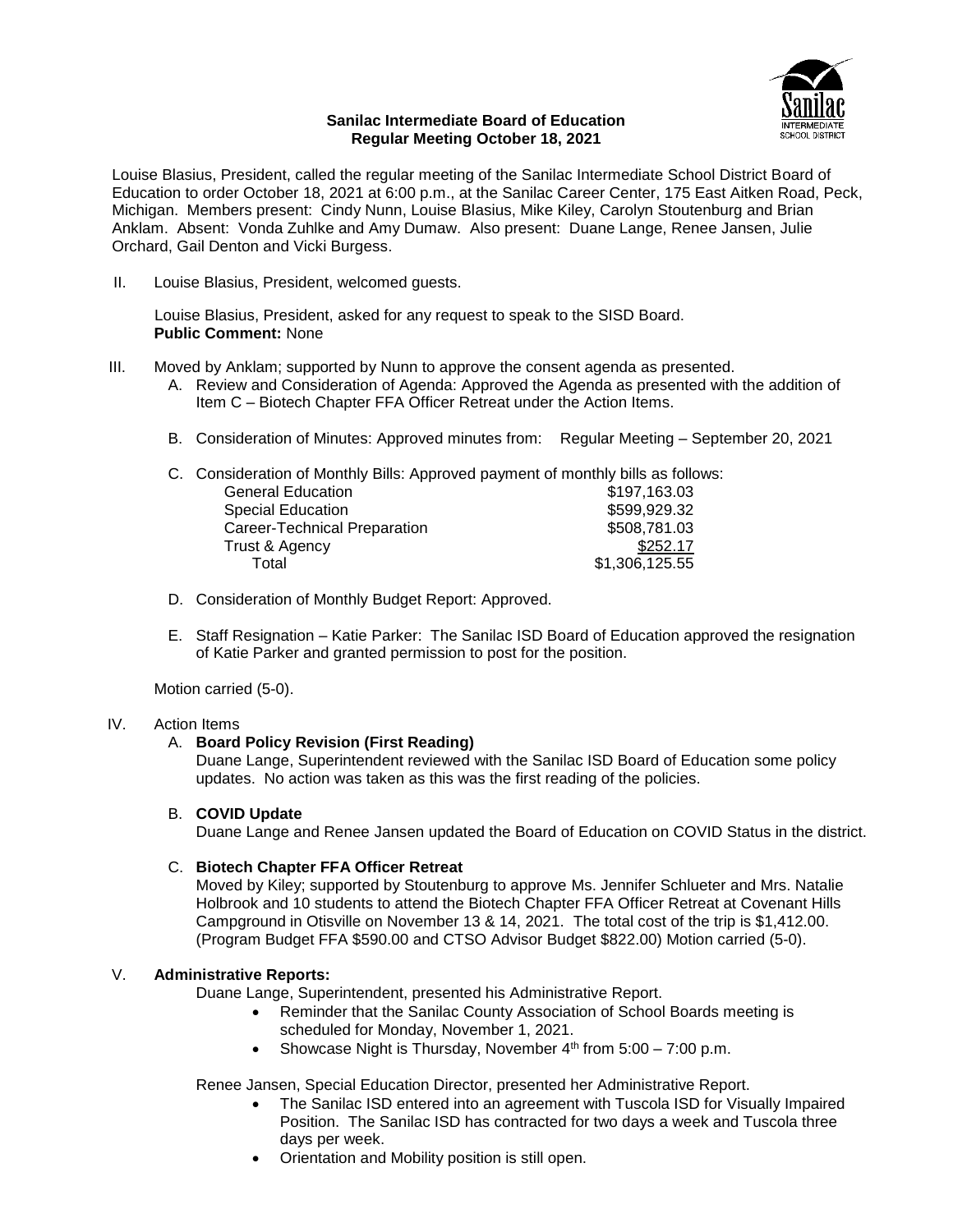**Sanilac Intermediate Board of Education**
**Regular Meeting October 18, 2021**

Louise Blasius, President, called the regular meeting of the Sanilac Intermediate School District Board of Education to order October 18, 2021 at 6:00 p.m., at the Sanilac Career Center, 175 East Aitken Road, Peck, Michigan. Members present: Cindy Nunn, Louise Blasius, Mike Kiley, Carolyn Stoutenburg and Brian Anklam. Absent: Vonda Zuhlke and Amy Dumaw. Also present: Duane Lange, Renee Jansen, Julie Orchard, Gail Denton and Vicki Burgess.

II. Louise Blasius, President, welcomed guests.

Louise Blasius, President, asked for any request to speak to the SISD Board.
**Public Comment:** None

III. Moved by Anklam; supported by Nunn to approve the consent agenda as presented.

A. Review and Consideration of Agenda: Approved the Agenda as presented with the addition of Item C – Biotech Chapter FFA Officer Retreat under the Action Items.

B. Consideration of Minutes: Approved minutes from: Regular Meeting – September 20, 2021

C. Consideration of Monthly Bills: Approved payment of monthly bills as follows:

| | |
|---|---|
| General Education | $197,163.03 |
| Special Education | $599,929.32 |
| Career-Technical Preparation | $508,781.03 |
| Trust & Agency | $252.17 |
| Total | $1,306,125.55 |

D. Consideration of Monthly Budget Report: Approved.

E. Staff Resignation – Katie Parker: The Sanilac ISD Board of Education approved the resignation of Katie Parker and granted permission to post for the position.

Motion carried (5-0).

IV. Action Items

A. **Board Policy Revision (First Reading)**
Duane Lange, Superintendent reviewed with the Sanilac ISD Board of Education some policy updates. No action was taken as this was the first reading of the policies.

B. **COVID Update**
Duane Lange and Renee Jansen updated the Board of Education on COVID Status in the district.

C. **Biotech Chapter FFA Officer Retreat**
Moved by Kiley; supported by Stoutenburg to approve Ms. Jennifer Schlueter and Mrs. Natalie Holbrook and 10 students to attend the Biotech Chapter FFA Officer Retreat at Covenant Hills Campground in Otisville on November 13 & 14, 2021. The total cost of the trip is $1,412.00. (Program Budget FFA $590.00 and CTSO Advisor Budget $822.00) Motion carried (5-0).

V. **Administrative Reports:**

Duane Lange, Superintendent, presented his Administrative Report.

- Reminder that the Sanilac County Association of School Boards meeting is scheduled for Monday, November 1, 2021.
- Showcase Night is Thursday, November 4th from 5:00 – 7:00 p.m.

Renee Jansen, Special Education Director, presented her Administrative Report.

- The Sanilac ISD entered into an agreement with Tuscola ISD for Visually Impaired Position. The Sanilac ISD has contracted for two days a week and Tuscola three days per week.
- Orientation and Mobility position is still open.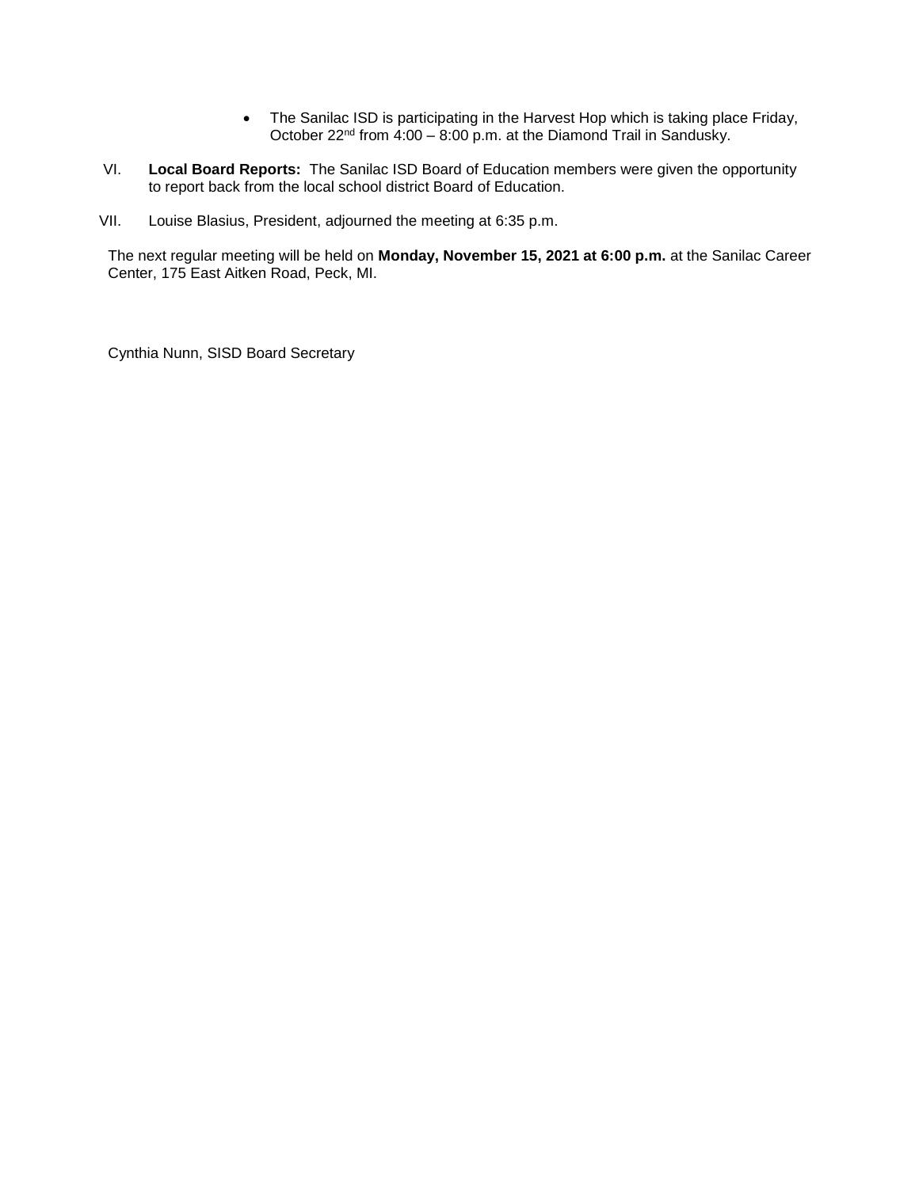- The Sanilac ISD is participating in the Harvest Hop which is taking place Friday, October 22nd from 4:00 – 8:00 p.m. at the Diamond Trail in Sandusky.

VI. **Local Board Reports:** The Sanilac ISD Board of Education members were given the opportunity to report back from the local school district Board of Education.

VII. Louise Blasius, President, adjourned the meeting at 6:35 p.m.

The next regular meeting will be held on **Monday, November 15, 2021 at 6:00 p.m.** at the Sanilac Career Center, 175 East Aitken Road, Peck, MI.

Cynthia Nunn, SISD Board Secretary